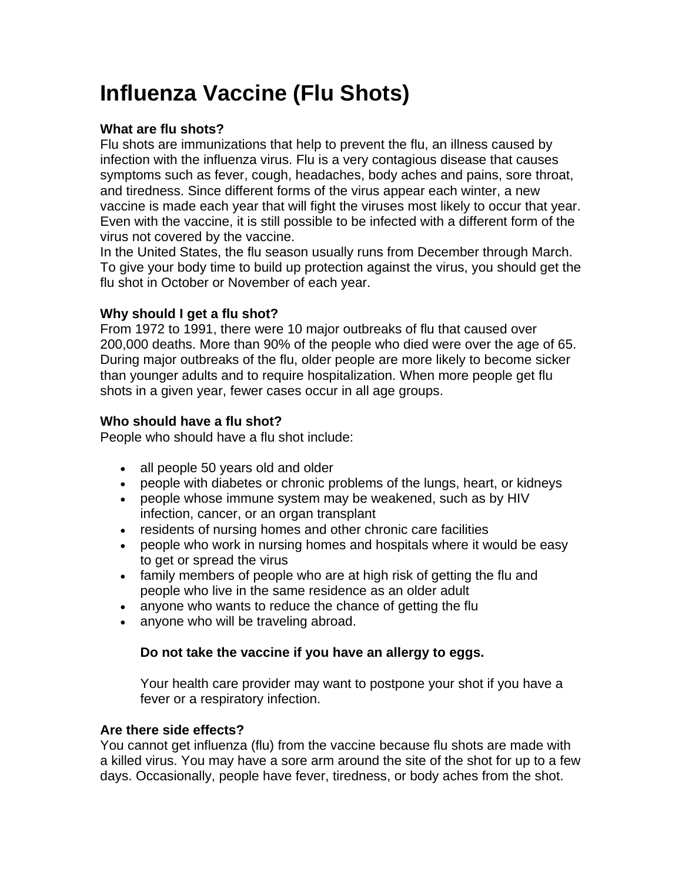# Influenza Vaccine (Flu Shots)

**What are flu shots?**

Flu shots are immunizations that help to prevent the flu, an illness caused by infection with the influenza virus. Flu is a very contagious disease that causes symptoms such as fever, cough, headaches, body aches and pains, sore throat, and tiredness. Since different forms of the virus appear each winter, a new vaccine is made each year that will fight the viruses most likely to occur that year. Even with the vaccine, it is still possible to be infected with a different form of the virus not covered by the vaccine.

In the United States, the flu season usually runs from December through March. To give your body time to build up protection against the virus, you should get the flu shot in October or November of each year.

**Why should I get a flu shot?**

From 1972 to 1991, there were 10 major outbreaks of flu that caused over 200,000 deaths. More than 90% of the people who died were over the age of 65. During major outbreaks of the flu, older people are more likely to become sicker than younger adults and to require hospitalization. When more people get flu shots in a given year, fewer cases occur in all age groups.

**Who should have a flu shot?**

People who should have a flu shot include:

- all people 50 years old and older
- people with diabetes or chronic problems of the lungs, heart, or kidneys
- people whose immune system may be weakened, such as by HIV infection, cancer, or an organ transplant
- residents of nursing homes and other chronic care facilities
- people who work in nursing homes and hospitals where it would be easy to get or spread the virus
- family members of people who are at high risk of getting the flu and people who live in the same residence as an older adult
- anyone who wants to reduce the chance of getting the flu
- anyone who will be traveling abroad.

**Do not take the vaccine if you have an allergy to eggs.**

Your health care provider may want to postpone your shot if you have a fever or a respiratory infection.

**Are there side effects?**

You cannot get influenza (flu) from the vaccine because flu shots are made with a killed virus. You may have a sore arm around the site of the shot for up to a few days. Occasionally, people have fever, tiredness, or body aches from the shot.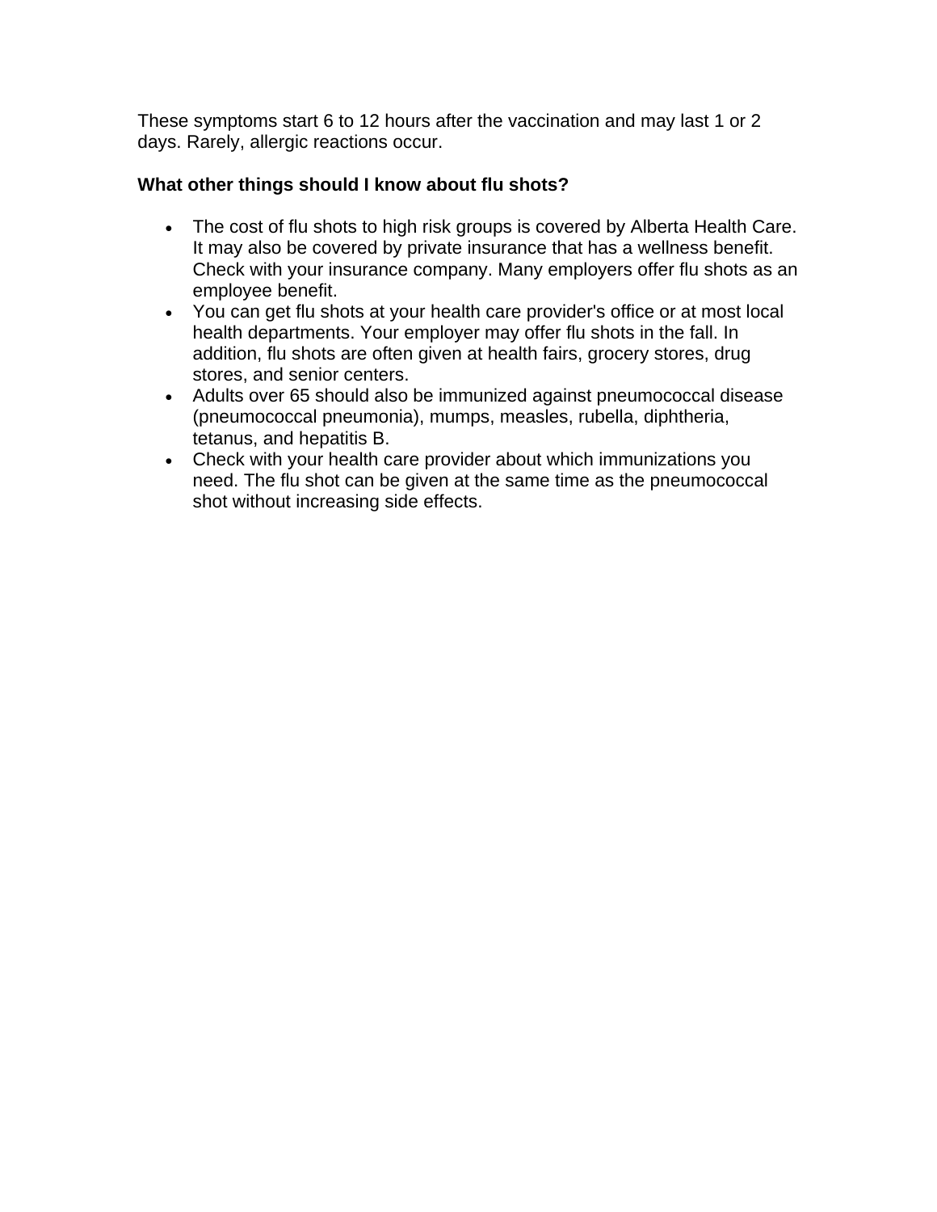These symptoms start 6 to 12 hours after the vaccination and may last 1 or 2 days. Rarely, allergic reactions occur.

**What other things should I know about flu shots?**

- The cost of flu shots to high risk groups is covered by Alberta Health Care. It may also be covered by private insurance that has a wellness benefit. Check with your insurance company. Many employers offer flu shots as an employee benefit.
- You can get flu shots at your health care provider's office or at most local health departments. Your employer may offer flu shots in the fall. In addition, flu shots are often given at health fairs, grocery stores, drug stores, and senior centers.
- Adults over 65 should also be immunized against pneumococcal disease (pneumococcal pneumonia), mumps, measles, rubella, diphtheria, tetanus, and hepatitis B.
- Check with your health care provider about which immunizations you need. The flu shot can be given at the same time as the pneumococcal shot without increasing side effects.